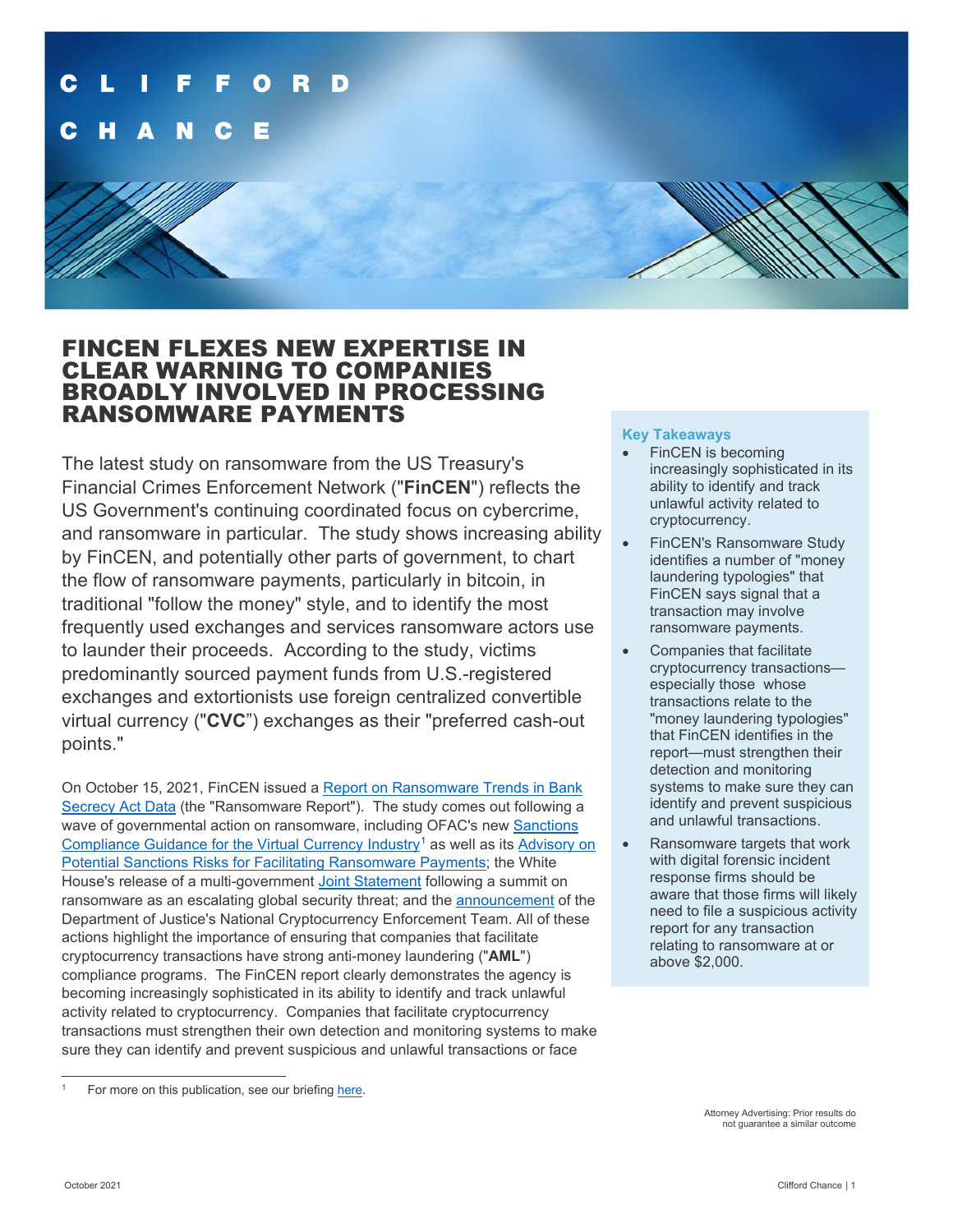# FINCEN FLEXES NEW EXPERTISE IN CLEAR WARNING TO COMPANIES BROADLY INVOLVED IN PROCESSING RANSOMWARE PAYMENTS

The latest study on ransomware from the US Treasury's Financial Crimes Enforcement Network ("**FinCEN**") reflects the US Government's continuing coordinated focus on cybercrime, and ransomware in particular. The study shows increasing ability by FinCEN, and potentially other parts of government, to chart the flow of ransomware payments, particularly in bitcoin, in traditional "follow the money" style, and to identify the most frequently used exchanges and services ransomware actors use to launder their proceeds. According to the study, victims predominantly sourced payment funds from U.S.-registered exchanges and extortionists use foreign centralized convertible virtual currency ("**CVC**") exchanges as their "preferred cash-out points."

On October 15, 2021, FinCEN issued a Report on Ransomware Trends in Bank Secrecy Act Data (the "Ransomware Report"). The study comes out following a wave of governmental action on ransomware, including OFAC's new Sanctions Compliance Guidance for the Virtual Currency Industry[1] as well as its Advisory on Potential Sanctions Risks for Facilitating Ransomware Payments; the White House's release of a multi-government Joint Statement following a summit on ransomware as an escalating global security threat; and the announcement of the Department of Justice's National Cryptocurrency Enforcement Team. All of these actions highlight the importance of ensuring that companies that facilitate cryptocurrency transactions have strong anti-money laundering ("**AML**") compliance programs. The FinCEN report clearly demonstrates the agency is becoming increasingly sophisticated in its ability to identify and track unlawful activity related to cryptocurrency. Companies that facilitate cryptocurrency transactions must strengthen their own detection and monitoring systems to make sure they can identify and prevent suspicious and unlawful transactions or face

**Key Takeaways**

- FinCEN is becoming increasingly sophisticated in its ability to identify and track unlawful activity related to cryptocurrency.
- FinCEN's Ransomware Study identifies a number of "money laundering typologies" that FinCEN says signal that a transaction may involve ransomware payments.
- Companies that facilitate cryptocurrency transactions—especially those whose transactions relate to the "money laundering typologies" that FinCEN identifies in the report—must strengthen their detection and monitoring systems to make sure they can identify and prevent suspicious and unlawful transactions.
- Ransomware targets that work with digital forensic incident response firms should be aware that those firms will likely need to file a suspicious activity report for any transaction relating to ransomware at or above $2,000.

[1] For more on this publication, see our briefing here.

Attorney Advertising: Prior results do not guarantee a similar outcome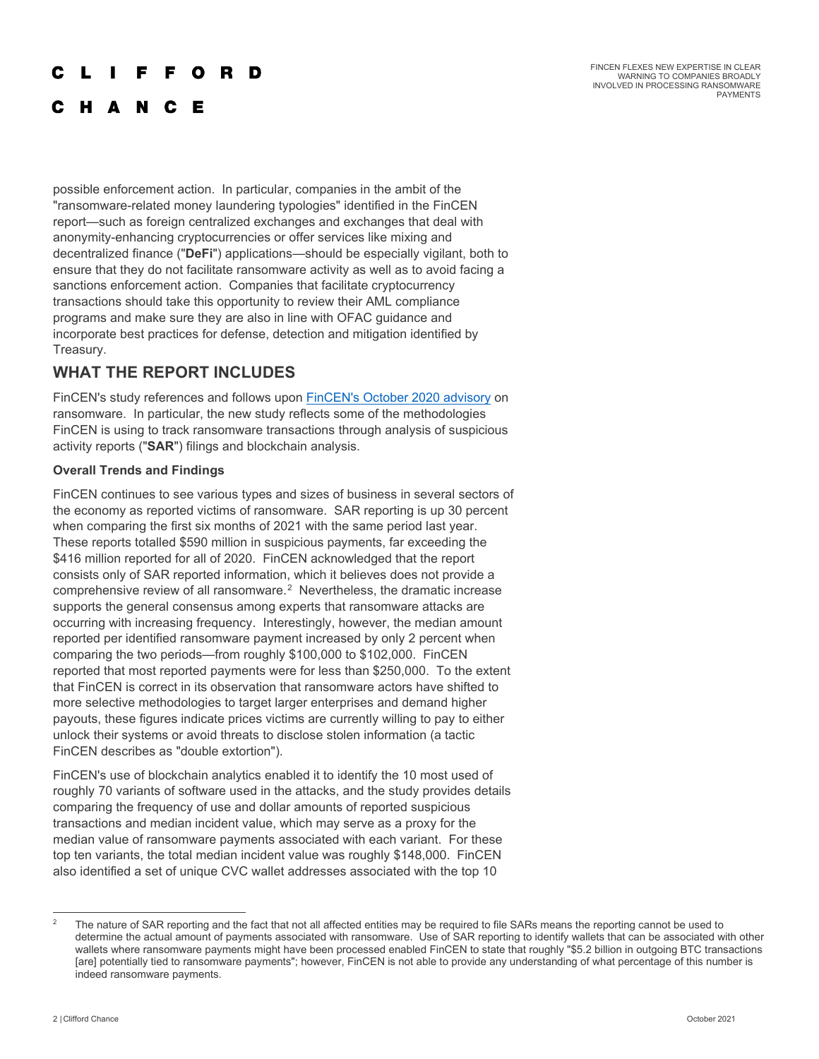possible enforcement action. In particular, companies in the ambit of the "ransomware-related money laundering typologies" identified in the FinCEN report—such as foreign centralized exchanges and exchanges that deal with anonymity-enhancing cryptocurrencies or offer services like mixing and decentralized finance ("**DeFi**") applications—should be especially vigilant, both to ensure that they do not facilitate ransomware activity as well as to avoid facing a sanctions enforcement action. Companies that facilitate cryptocurrency transactions should take this opportunity to review their AML compliance programs and make sure they are also in line with OFAC guidance and incorporate best practices for defense, detection and mitigation identified by Treasury.

## WHAT THE REPORT INCLUDES

FinCEN's study references and follows upon [FinCEN's October 2020 advisory]() on ransomware. In particular, the new study reflects some of the methodologies FinCEN is using to track ransomware transactions through analysis of suspicious activity reports ("**SAR**") filings and blockchain analysis.

### Overall Trends and Findings

FinCEN continues to see various types and sizes of business in several sectors of the economy as reported victims of ransomware. SAR reporting is up 30 percent when comparing the first six months of 2021 with the same period last year. These reports totalled $590 million in suspicious payments, far exceeding the $416 million reported for all of 2020. FinCEN acknowledged that the report consists only of SAR reported information, which it believes does not provide a comprehensive review of all ransomware.[2] Nevertheless, the dramatic increase supports the general consensus among experts that ransomware attacks are occurring with increasing frequency. Interestingly, however, the median amount reported per identified ransomware payment increased by only 2 percent when comparing the two periods—from roughly $100,000 to $102,000. FinCEN reported that most reported payments were for less than $250,000. To the extent that FinCEN is correct in its observation that ransomware actors have shifted to more selective methodologies to target larger enterprises and demand higher payouts, these figures indicate prices victims are currently willing to pay to either unlock their systems or avoid threats to disclose stolen information (a tactic FinCEN describes as "double extortion").

FinCEN's use of blockchain analytics enabled it to identify the 10 most used of roughly 70 variants of software used in the attacks, and the study provides details comparing the frequency of use and dollar amounts of reported suspicious transactions and median incident value, which may serve as a proxy for the median value of ransomware payments associated with each variant. For these top ten variants, the total median incident value was roughly $148,000. FinCEN also identified a set of unique CVC wallet addresses associated with the top 10

---

[2] The nature of SAR reporting and the fact that not all affected entities may be required to file SARs means the reporting cannot be used to determine the actual amount of payments associated with ransomware. Use of SAR reporting to identify wallets that can be associated with other wallets where ransomware payments might have been processed enabled FinCEN to state that roughly "$5.2 billion in outgoing BTC transactions [are] potentially tied to ransomware payments"; however, FinCEN is not able to provide any understanding of what percentage of this number is indeed ransomware payments.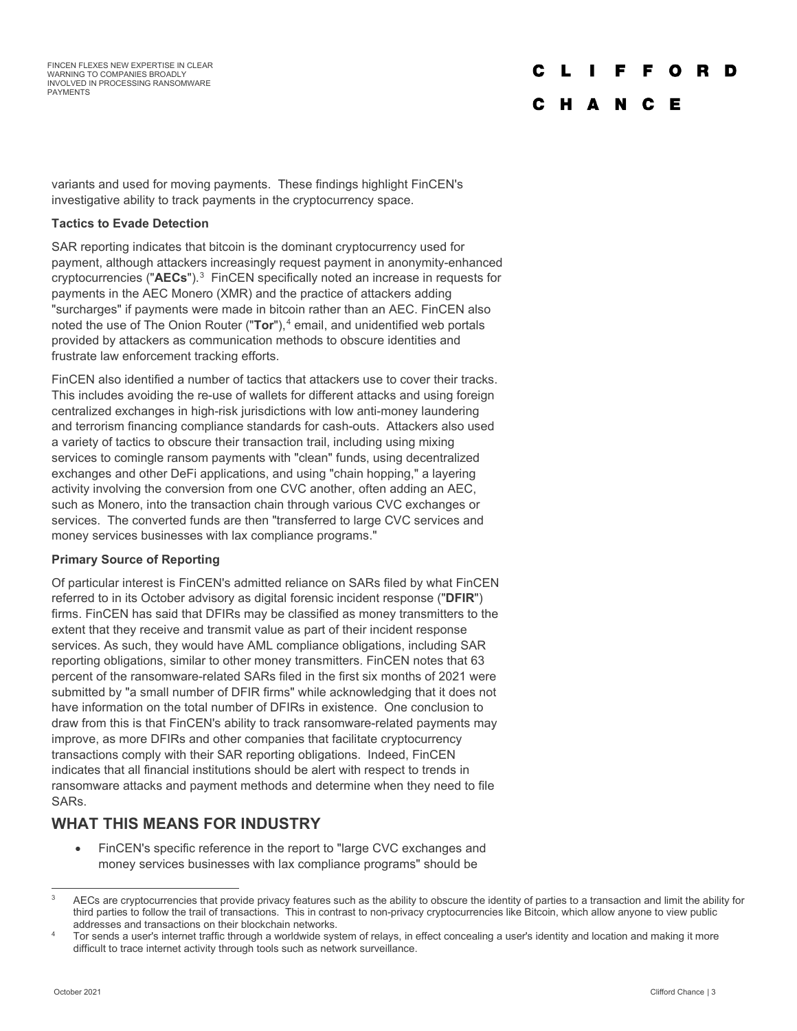variants and used for moving payments. These findings highlight FinCEN's investigative ability to track payments in the cryptocurrency space.

**Tactics to Evade Detection**

SAR reporting indicates that bitcoin is the dominant cryptocurrency used for payment, although attackers increasingly request payment in anonymity-enhanced cryptocurrencies ("**AECs**").[3] FinCEN specifically noted an increase in requests for payments in the AEC Monero (XMR) and the practice of attackers adding "surcharges" if payments were made in bitcoin rather than an AEC. FinCEN also noted the use of The Onion Router ("**Tor**"),[4] email, and unidentified web portals provided by attackers as communication methods to obscure identities and frustrate law enforcement tracking efforts.

FinCEN also identified a number of tactics that attackers use to cover their tracks. This includes avoiding the re-use of wallets for different attacks and using foreign centralized exchanges in high-risk jurisdictions with low anti-money laundering and terrorism financing compliance standards for cash-outs. Attackers also used a variety of tactics to obscure their transaction trail, including using mixing services to comingle ransom payments with "clean" funds, using decentralized exchanges and other DeFi applications, and using "chain hopping," a layering activity involving the conversion from one CVC another, often adding an AEC, such as Monero, into the transaction chain through various CVC exchanges or services. The converted funds are then "transferred to large CVC services and money services businesses with lax compliance programs."

**Primary Source of Reporting**

Of particular interest is FinCEN's admitted reliance on SARs filed by what FinCEN referred to in its October advisory as digital forensic incident response ("**DFIR**") firms. FinCEN has said that DFIRs may be classified as money transmitters to the extent that they receive and transmit value as part of their incident response services. As such, they would have AML compliance obligations, including SAR reporting obligations, similar to other money transmitters. FinCEN notes that 63 percent of the ransomware-related SARs filed in the first six months of 2021 were submitted by "a small number of DFIR firms" while acknowledging that it does not have information on the total number of DFIRs in existence. One conclusion to draw from this is that FinCEN's ability to track ransomware-related payments may improve, as more DFIRs and other companies that facilitate cryptocurrency transactions comply with their SAR reporting obligations. Indeed, FinCEN indicates that all financial institutions should be alert with respect to trends in ransomware attacks and payment methods and determine when they need to file SARs.

## WHAT THIS MEANS FOR INDUSTRY

- FinCEN's specific reference in the report to "large CVC exchanges and money services businesses with lax compliance programs" should be

---

[3] AECs are cryptocurrencies that provide privacy features such as the ability to obscure the identity of parties to a transaction and limit the ability for third parties to follow the trail of transactions. This in contrast to non-privacy cryptocurrencies like Bitcoin, which allow anyone to view public addresses and transactions on their blockchain networks.

[4] Tor sends a user's internet traffic through a worldwide system of relays, in effect concealing a user's identity and location and making it more difficult to trace internet activity through tools such as network surveillance.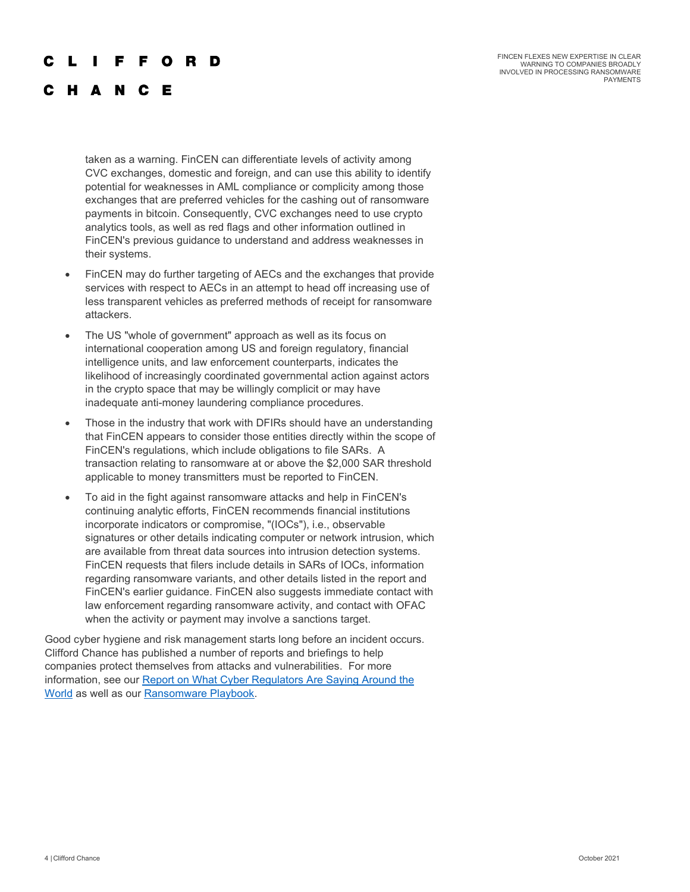taken as a warning. FinCEN can differentiate levels of activity among CVC exchanges, domestic and foreign, and can use this ability to identify potential for weaknesses in AML compliance or complicity among those exchanges that are preferred vehicles for the cashing out of ransomware payments in bitcoin. Consequently, CVC exchanges need to use crypto analytics tools, as well as red flags and other information outlined in FinCEN's previous guidance to understand and address weaknesses in their systems.

- FinCEN may do further targeting of AECs and the exchanges that provide services with respect to AECs in an attempt to head off increasing use of less transparent vehicles as preferred methods of receipt for ransomware attackers.
- The US "whole of government" approach as well as its focus on international cooperation among US and foreign regulatory, financial intelligence units, and law enforcement counterparts, indicates the likelihood of increasingly coordinated governmental action against actors in the crypto space that may be willingly complicit or may have inadequate anti-money laundering compliance procedures.
- Those in the industry that work with DFIRs should have an understanding that FinCEN appears to consider those entities directly within the scope of FinCEN's regulations, which include obligations to file SARs. A transaction relating to ransomware at or above the $2,000 SAR threshold applicable to money transmitters must be reported to FinCEN.
- To aid in the fight against ransomware attacks and help in FinCEN's continuing analytic efforts, FinCEN recommends financial institutions incorporate indicators or compromise, "(IOCs"), i.e., observable signatures or other details indicating computer or network intrusion, which are available from threat data sources into intrusion detection systems. FinCEN requests that filers include details in SARs of IOCs, information regarding ransomware variants, and other details listed in the report and FinCEN's earlier guidance. FinCEN also suggests immediate contact with law enforcement regarding ransomware activity, and contact with OFAC when the activity or payment may involve a sanctions target.

Good cyber hygiene and risk management starts long before an incident occurs. Clifford Chance has published a number of reports and briefings to help companies protect themselves from attacks and vulnerabilities. For more information, see our Report on What Cyber Regulators Are Saying Around the World as well as our Ransomware Playbook.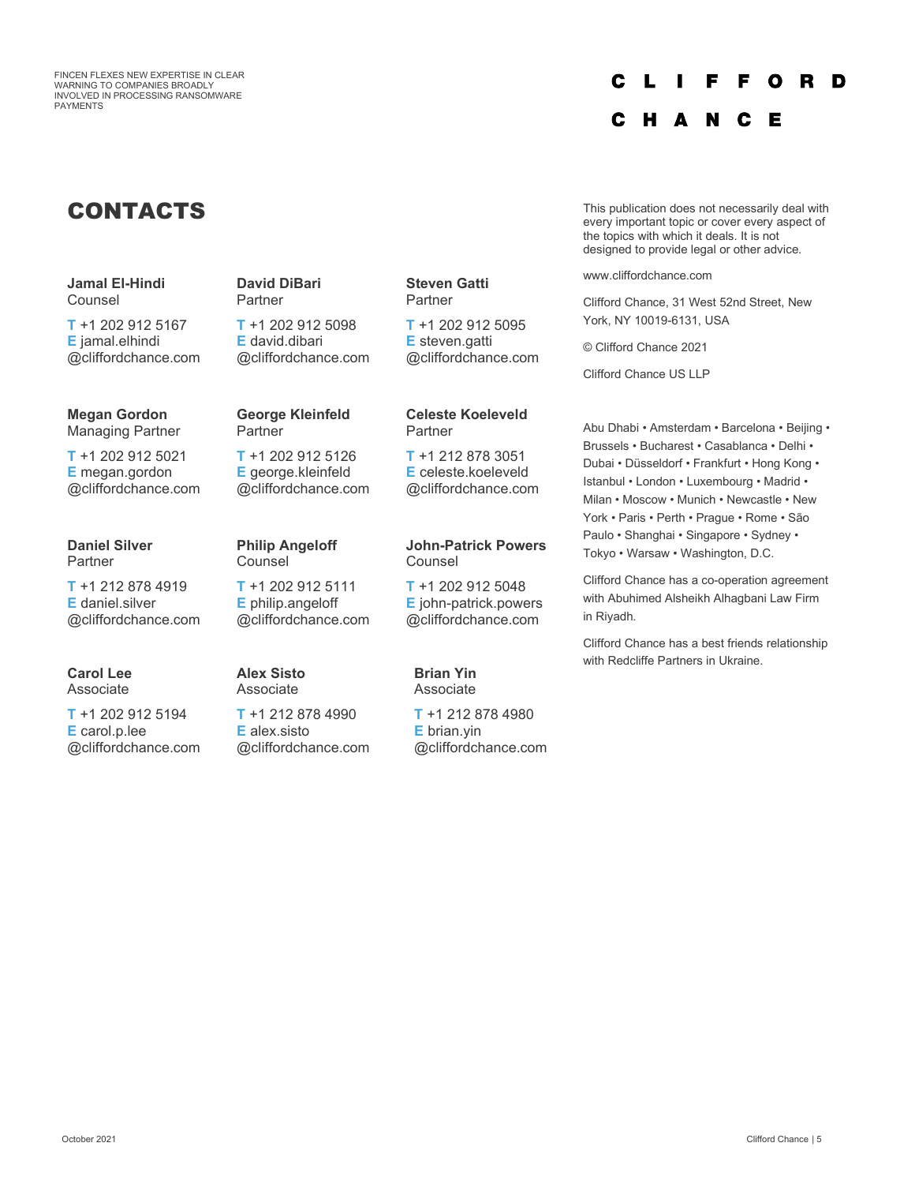## CONTACTS

**Jamal El-Hindi**
Counsel

T +1 202 912 5167
E jamal.elhindi@cliffordchance.com

**David DiBari**
Partner

T +1 202 912 5098
E david.dibari@cliffordchance.com

**Steven Gatti**
Partner

T +1 202 912 5095
E steven.gatti@cliffordchance.com

**Megan Gordon**
Managing Partner

T +1 202 912 5021
E megan.gordon@cliffordchance.com

**George Kleinfeld**
Partner

T +1 202 912 5126
E george.kleinfeld@cliffordchance.com

**Celeste Koeleveld**
Partner

T +1 212 878 3051
E celeste.koeleveld@cliffordchance.com

**Daniel Silver**
Partner

T +1 212 878 4919
E daniel.silver@cliffordchance.com

**Philip Angeloff**
Counsel

T +1 202 912 5111
E philip.angeloff@cliffordchance.com

**John-Patrick Powers**
Counsel

T +1 202 912 5048
E john-patrick.powers@cliffordchance.com

**Carol Lee**
Associate

T +1 202 912 5194
E carol.p.lee@cliffordchance.com

**Alex Sisto**
Associate

T +1 212 878 4990
E alex.sisto@cliffordchance.com

**Brian Yin**
Associate

T +1 212 878 4980
E brian.yin@cliffordchance.com

This publication does not necessarily deal with every important topic or cover every aspect of the topics with which it deals. It is not designed to provide legal or other advice.

www.cliffordchance.com

Clifford Chance, 31 West 52nd Street, New York, NY 10019-6131, USA

© Clifford Chance 2021

Clifford Chance US LLP

Abu Dhabi • Amsterdam • Barcelona • Beijing • Brussels • Bucharest • Casablanca • Delhi • Dubai • Düsseldorf • Frankfurt • Hong Kong • Istanbul • London • Luxembourg • Madrid • Milan • Moscow • Munich • Newcastle • New York • Paris • Perth • Prague • Rome • São Paulo • Shanghai • Singapore • Sydney • Tokyo • Warsaw • Washington, D.C.

Clifford Chance has a co-operation agreement with Abuhimed Alsheikh Alhagbani Law Firm in Riyadh.

Clifford Chance has a best friends relationship with Redcliffe Partners in Ukraine.

October 2021